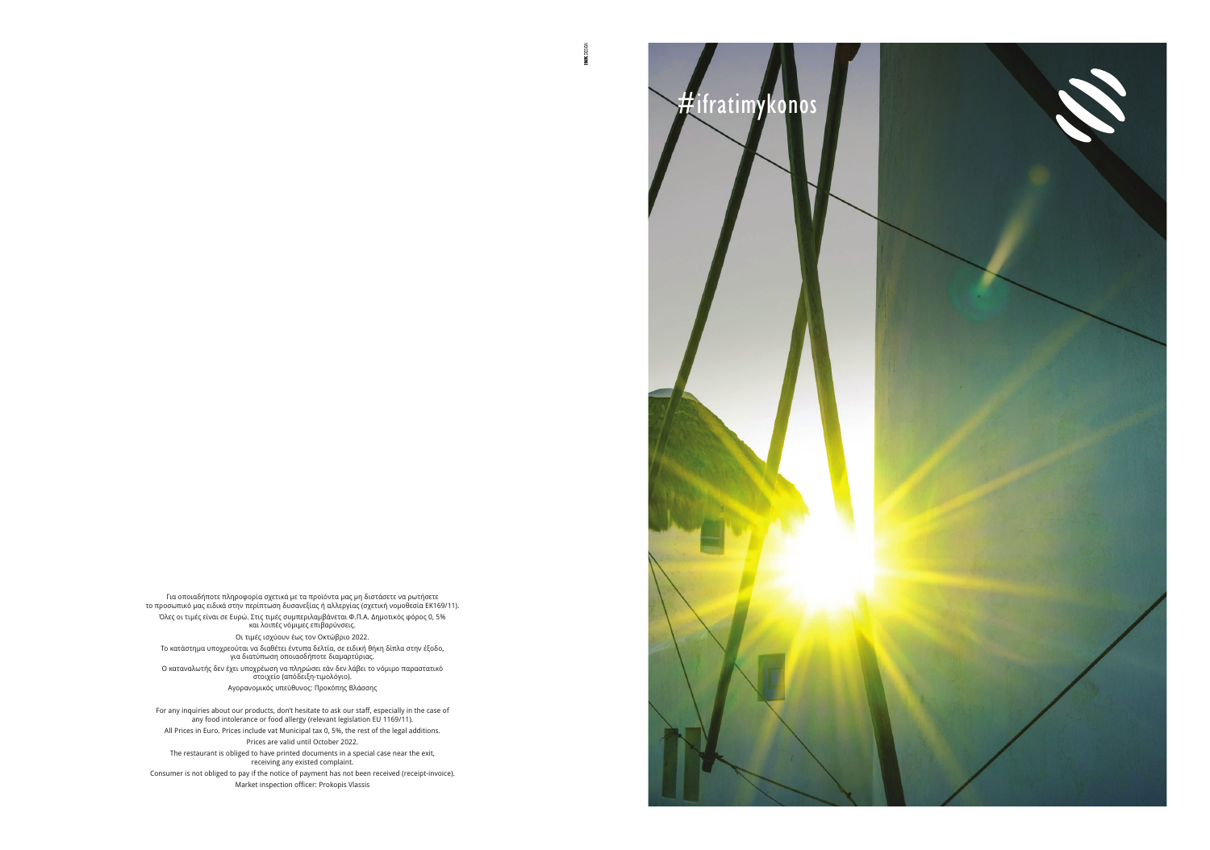Για οποιαδήποτε πληροφορία σχετικά με τα προϊόντα μας μη διστάσετε να ρωτήσετε το προσωπικό μας ειδικά στην περίπτωση δυσανεξίας ή αλλεργίας (σχετική νομοθεσία ΕΚ169/11).

Όλες οι τιμές είναι σε Ευρώ. Στις τιμές συμπεριλαμβάνεται Φ.Π.Α. Δημοτικός φόρος 0, 5% και λοιπές νόμιμες επιβαρύνσεις.

Οι τιμές ισχύουν έως τον Οκτώβριο 2022.

Το κατάστημα υποχρεούται να διαθέτει έντυπα δελτία, σε ειδική θήκη δίπλα στην έξοδο, για διατύπωση οποιασδήποτε διαμαρτύριας.

Ο καταναλωτής δεν έχει υποχρέωση να πληρώσει εάν δεν λάβει το νόμιμο παραστατικό στοιχείο (απόδειξη-τιμολόγιο).

Αγορανομικός υπεύθυνος: Προκόπης Βλάσσης

For any inquiries about our products, don't hesitate to ask our staff, especially in the case of any food intolerance or food allergy (relevant legislation EU 1169/11).

All Prices in Euro. Prices include vat Municipal tax 0, 5%, the rest of the legal additions.

Prices are valid until October 2022.

The restaurant is obliged to have printed documents in a special case near the exit, receiving any existed complaint.

Consumer is not obliged to pay if the notice of payment has not been received (receipt-invoice).

Market inspection officer: Prokopis Vlassis

#ifratimykonos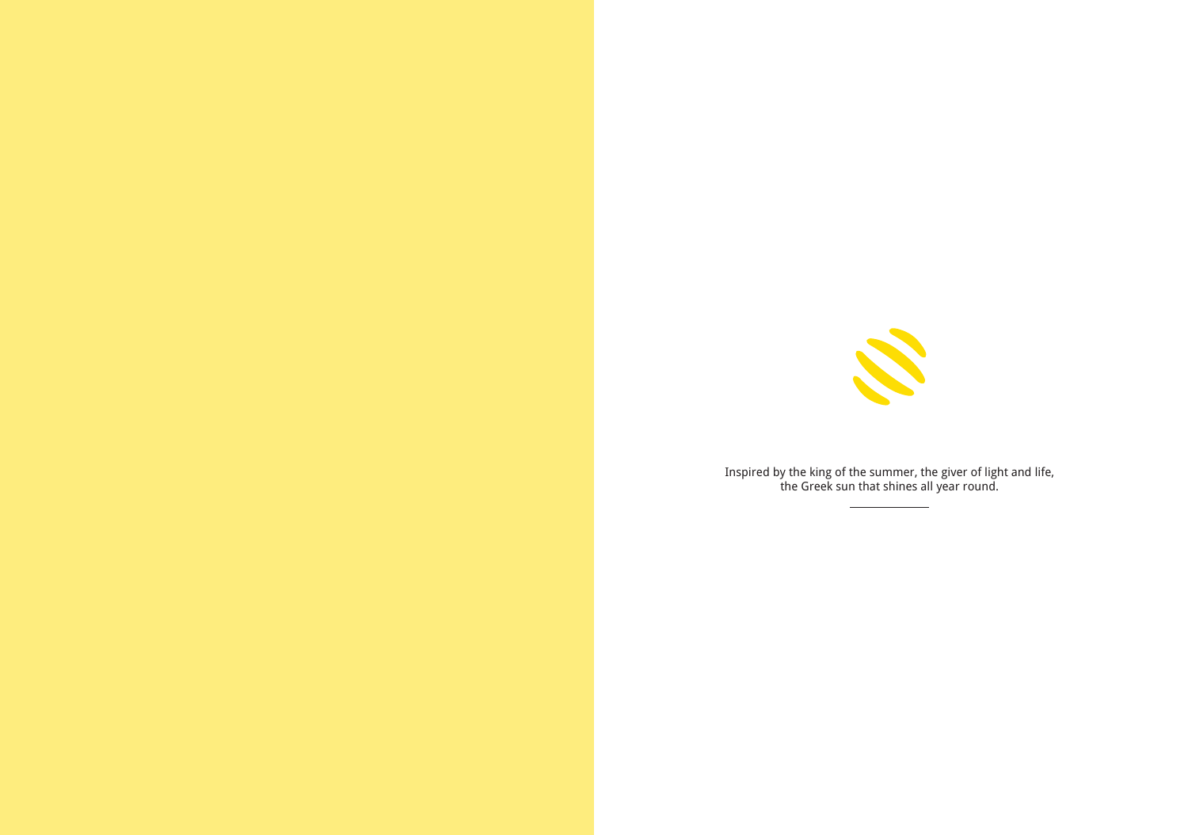Inspired by the king of the summer, the giver of light and life,
the Greek sun that shines all year round.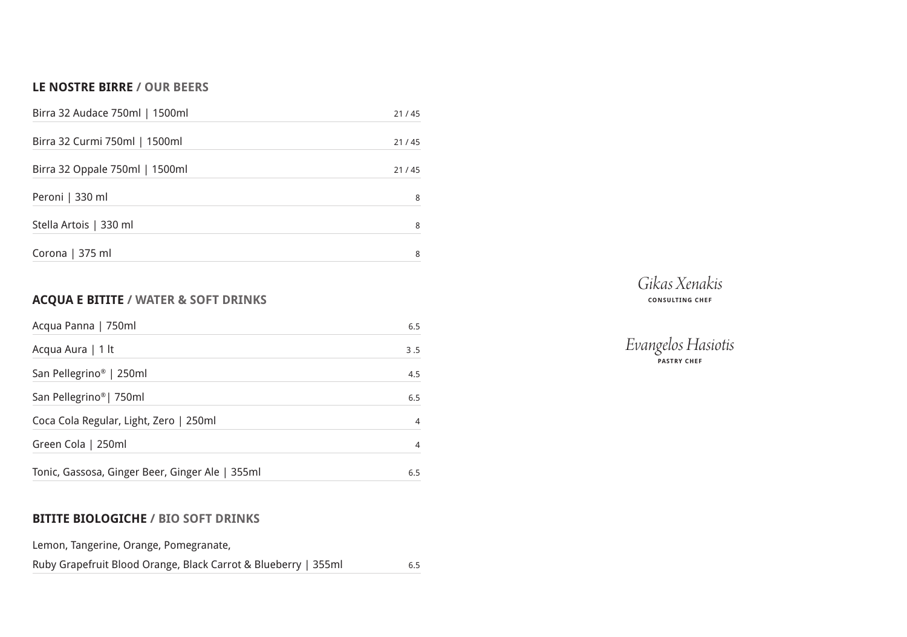## LE NOSTRE BIRRE / OUR BEERS

| Item | Price |
| --- | --- |
| Birra 32 Audace 750ml \| 1500ml | 21 / 45 |
| Birra 32 Curmi 750ml \| 1500ml | 21 / 45 |
| Birra 32 Oppale 750ml \| 1500ml | 21 / 45 |
| Peroni \| 330 ml | 8 |
| Stella Artois \| 330 ml | 8 |
| Corona \| 375 ml | 8 |

## ACQUA E BITITE / WATER & SOFT DRINKS

| Item | Price |
| --- | --- |
| Acqua Panna \| 750ml | 6.5 |
| Acqua Aura \| 1 lt | 3 .5 |
| San Pellegrino® \| 250ml | 4.5 |
| San Pellegrino®\| 750ml | 6.5 |
| Coca Cola Regular, Light, Zero \| 250ml | 4 |
| Green Cola \| 250ml | 4 |
| Tonic, Gassosa, Ginger Beer, Ginger Ale \| 355ml | 6.5 |

## BITITE BIOLOGICHE / BIO SOFT DRINKS

| Item | Price |
| --- | --- |
| Lemon, Tangerine, Orange, Pomegranate, Ruby Grapefruit Blood Orange, Black Carrot & Blueberry \| 355ml | 6.5 |

*Gikas Xenakis*
CONSULTING CHEF

*Evangelos Hasiotis*
PASTRY CHEF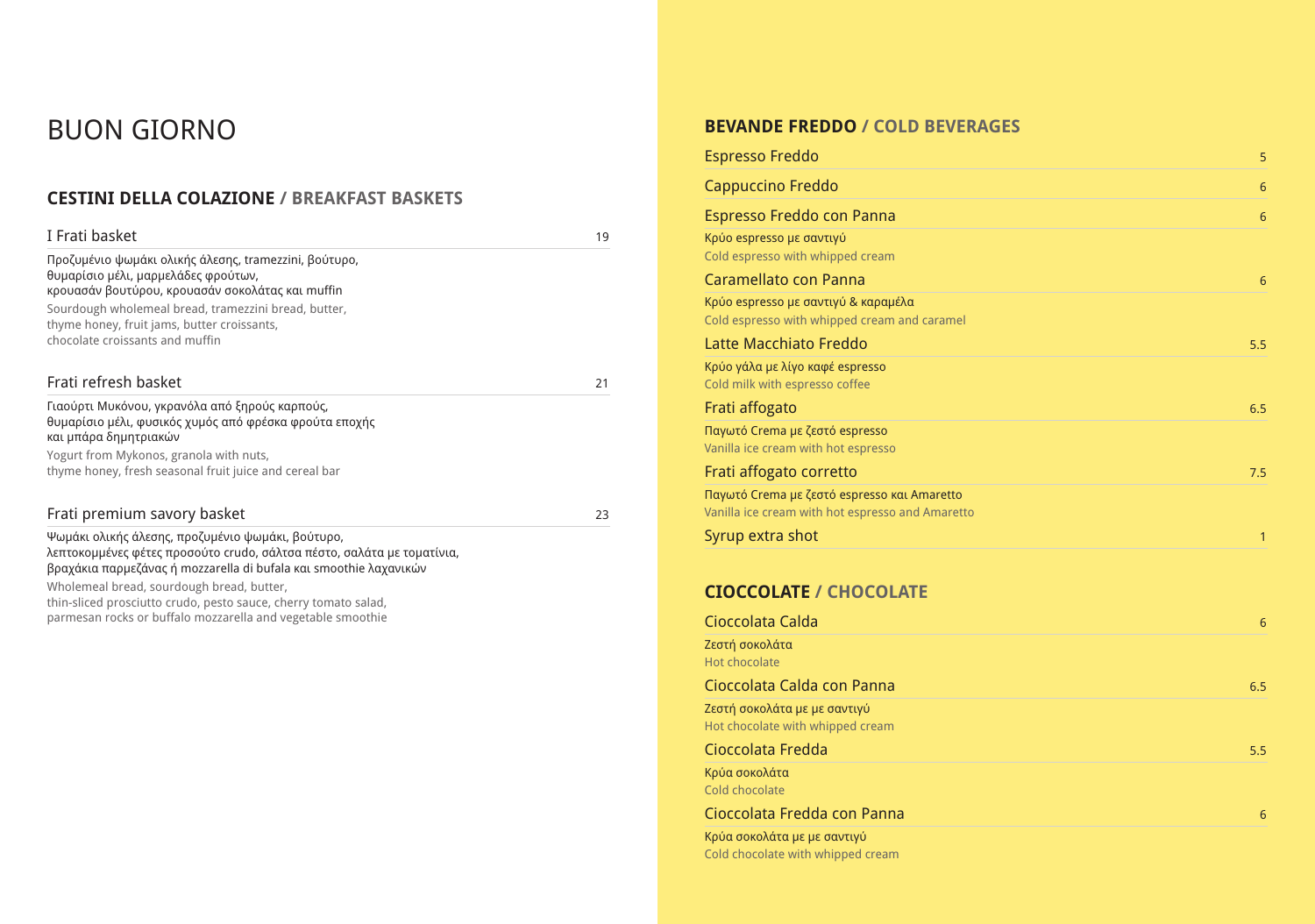# BUON GIORNO

## CESTINI DELLA COLAZIONE / BREAKFAST BASKETS

### I Frati basket — 19

Προζυμένιο ψωμάκι ολικής άλεσης, tramezzini, βούτυρο,
θυμαρίσιο μέλι, μαρμελάδες φρούτων,
κρουασάν βουτύρου, κρουασάν σοκολάτας και muffin

Sourdough wholemeal bread, tramezzini bread, butter,
thyme honey, fruit jams, butter croissants,
chocolate croissants and muffin

### Frati refresh basket — 21

Γιαούρτι Μυκόνου, γκρανόλα από ξηρούς καρπούς,
θυμαρίσιο μέλι, φυσικός χυμός από φρέσκα φρούτα εποχής
και μπάρα δημητριακών

Yogurt from Mykonos, granola with nuts,
thyme honey, fresh seasonal fruit juice and cereal bar

### Frati premium savory basket — 23

Ψωμάκι ολικής άλεσης, προζυμένιο ψωμάκι, βούτυρο,
λεπτοκομμένες φέτες προσούτο crudo, σάλτσα πέστο, σαλάτα με τοματίνια,
βραχάκια παρμεζάνας ή mozzarella di bufala και smoothie λαχανικών

Wholemeal bread, sourdough bread, butter,
thin-sliced prosciutto crudo, pesto sauce, cherry tomato salad,
parmesan rocks or buffalo mozzarella and vegetable smoothie

## BEVANDE FREDDO / COLD BEVERAGES

**Espresso Freddo** — 5

**Cappuccino Freddo** — 6

**Espresso Freddo con Panna** — 6

Κρύο espresso με σαντιγύ
Cold espresso with whipped cream

**Caramellato con Panna** — 6

Κρύο espresso με σαντιγύ & καραμέλα
Cold espresso with whipped cream and caramel

**Latte Macchiato Freddo** — 5.5

Κρύο γάλα με λίγο καφέ espresso
Cold milk with espresso coffee

**Frati affogato** — 6.5

Παγωτό Crema με ζεστό espresso
Vanilla ice cream with hot espresso

**Frati affogato corretto** — 7.5

Παγωτό Crema με ζεστό espresso και Amaretto
Vanilla ice cream with hot espresso and Amaretto

**Syrup extra shot** — 1

## CIOCCOLATE / CHOCOLATE

**Cioccolata Calda** — 6

Ζεστή σοκολάτα
Hot chocolate

**Cioccolata Calda con Panna** — 6.5

Ζεστή σοκολάτα με με σαντιγύ
Hot chocolate with whipped cream

**Cioccolata Fredda** — 5.5

Κρύα σοκολάτα
Cold chocolate

**Cioccolata Fredda con Panna** — 6

Κρύα σοκολάτα με με σαντιγύ
Cold chocolate with whipped cream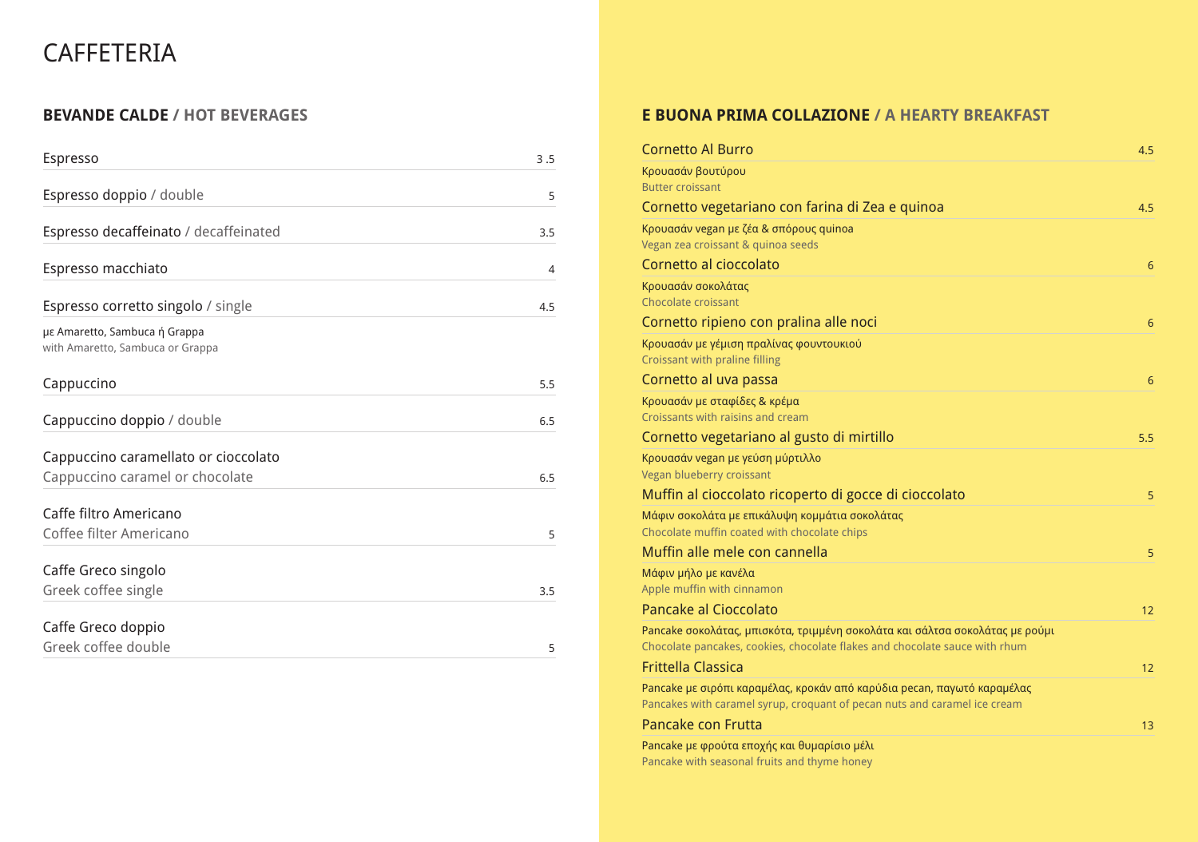# CAFFETERIA

## BEVANDE CALDE / HOT BEVERAGES

| Item | Price |
| --- | --- |
| Espresso | 3 .5 |
| Espresso doppio / double | 5 |
| Espresso decaffeinato / decaffeinated | 3.5 |
| Espresso macchiato | 4 |
| Espresso corretto singolo / single<br>με Amaretto, Sambuca ή Grappa<br>with Amaretto, Sambuca or Grappa | 4.5 |
| Cappuccino | 5.5 |
| Cappuccino doppio / double | 6.5 |
| Cappuccino caramellato or cioccolato<br>Cappuccino caramel or chocolate | 6.5 |
| Caffe filtro Americano<br>Coffee filter Americano | 5 |
| Caffe Greco singolo<br>Greek coffee single | 3.5 |
| Caffe Greco doppio<br>Greek coffee double | 5 |

## E BUONA PRIMA COLLAZIONE / A HEARTY BREAKFAST

| Item | Price |
| --- | --- |
| Cornetto Al Burro<br>Κρουασάν βουτύρου<br>Butter croissant | 4.5 |
| Cornetto vegetariano con farina di Zea e quinoa<br>Κρουασάν vegan με ζέα & σπόρους quinoa<br>Vegan zea croissant & quinoa seeds | 4.5 |
| Cornetto al cioccolato<br>Κρουασάν σοκολάτας<br>Chocolate croissant | 6 |
| Cornetto ripieno con pralina alle noci<br>Κρουασάν με γέμιση πραλίνας φουντουκιού<br>Croissant with praline filling | 6 |
| Cornetto al uva passa<br>Κρουασάν με σταφίδες & κρέμα<br>Croissants with raisins and cream | 6 |
| Cornetto vegetariano al gusto di mirtillo<br>Κρουασάν vegan με γεύση μύρτιλλο<br>Vegan blueberry croissant | 5.5 |
| Muffin al cioccolato ricoperto di gocce di cioccolato<br>Μάφιν σοκολάτα με επικάλυψη κομμάτια σοκολάτας<br>Chocolate muffin coated with chocolate chips | 5 |
| Muffin alle mele con cannella<br>Μάφιν μήλο με κανέλα<br>Apple muffin with cinnamon | 5 |
| Pancake al Cioccolato<br>Pancake σοκολάτας, μπισκότα, τριμμένη σοκολάτα και σάλτσα σοκολάτας με ρούμι<br>Chocolate pancakes, cookies, chocolate flakes and chocolate sauce with rhum | 12 |
| Frittella Classica<br>Pancake με σιρόπι καραμέλας, κροκάν από καρύδια pecan, παγωτό καραμέλας<br>Pancakes with caramel syrup, croquant of pecan nuts and caramel ice cream | 12 |
| Pancake con Frutta<br>Pancake με φρούτα εποχής και θυμαρίσιο μέλι<br>Pancake with seasonal fruits and thyme honey | 13 |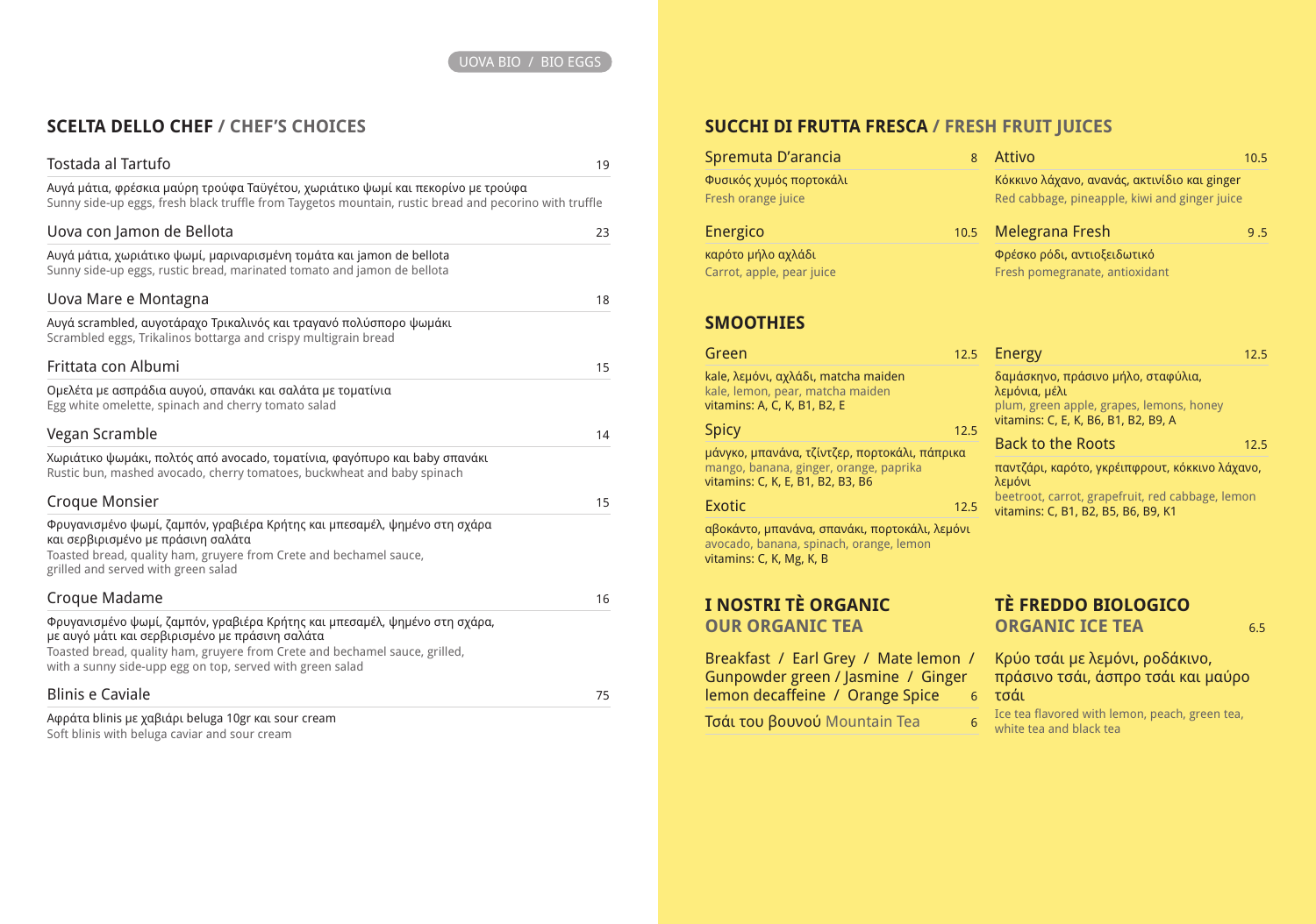UOVA BIO / BIO EGGS

## SCELTA DELLO CHEF / CHEF'S CHOICES

### Tostada al Tartufo — 19

Αυγά μάτια, φρέσκια μαύρη τρούφα Ταϋγέτου, χωριάτικο ψωμί και πεκορίνο με τρούφα
Sunny side-up eggs, fresh black truffle from Taygetos mountain, rustic bread and pecorino with truffle

### Uova con Jamon de Bellota — 23

Αυγά μάτια, χωριάτικο ψωμί, μαριναρισμένη τομάτα και jamon de bellota
Sunny side-up eggs, rustic bread, marinated tomato and jamon de bellota

### Uova Mare e Montagna — 18

Αυγά scrambled, αυγοτάραχο Τρικαλινός και τραγανό πολύσπορο ψωμάκι
Scrambled eggs, Trikalinos bottarga and crispy multigrain bread

### Frittata con Albumi — 15

Ομελέτα με ασπράδια αυγού, σπανάκι και σαλάτα με τοματίνια
Egg white omelette, spinach and cherry tomato salad

### Vegan Scramble — 14

Χωριάτικο ψωμάκι, πολτός από avocado, τοματίνια, φαγόπυρο και baby σπανάκι
Rustic bun, mashed avocado, cherry tomatoes, buckwheat and baby spinach

### Croque Monsier — 15

Φρυγανισμένο ψωμί, ζαμπόν, γραβιέρα Κρήτης και μπεσαμέλ, ψημένο στη σχάρα και σερβιρισμένο με πράσινη σαλάτα
Toasted bread, quality ham, gruyere from Crete and bechamel sauce, grilled and served with green salad

### Croque Madame — 16

Φρυγανισμένο ψωμί, ζαμπόν, γραβιέρα Κρήτης και μπεσαμέλ, ψημένο στη σχάρα, με αυγό μάτι και σερβιρισμένο με πράσινη σαλάτα
Toasted bread, quality ham, gruyere from Crete and bechamel sauce, grilled, with a sunny side-upp egg on top, served with green salad

### Blinis e Caviale — 75

Αφράτα blinis με χαβιάρι beluga 10gr και sour cream
Soft blinis with beluga caviar and sour cream

## SUCCHI DI FRUTTA FRESCA / FRESH FRUIT JUICES

### Spremuta D'arancia — 8

Φυσικός χυμός πορτοκάλι
Fresh orange juice

### Energico — 10.5

καρότο μήλο αχλάδι
Carrot, apple, pear juice

### Attivo — 10.5

Κόκκινο λάχανο, ανανάς, ακτινίδιο και ginger
Red cabbage, pineapple, kiwi and ginger juice

### Melegrana Fresh — 9.5

Φρέσκο ρόδι, αντιοξειδωτικό
Fresh pomegranate, antioxidant

## SMOOTHIES

### Green — 12.5

kale, λεμόνι, αχλάδι, matcha maiden
kale, lemon, pear, matcha maiden
vitamins: A, C, K, B1, B2, E

### Spicy — 12.5

μάνγκο, μπανάνα, τζίντζερ, πορτοκάλι, πάπρικα
mango, banana, ginger, orange, paprika
vitamins: C, K, E, B1, B2, B3, B6

### Exotic — 12.5

αβοκάντο, μπανάνα, σπανάκι, πορτοκάλι, λεμόνι
avocado, banana, spinach, orange, lemon
vitamins: C, K, Mg, K, B

### Energy — 12.5

δαμάσκηνο, πράσινο μήλο, σταφύλια, λεμόνια, μέλι
plum, green apple, grapes, lemons, honey
vitamins: C, E, K, B6, B1, B2, B9, A

### Back to the Roots — 12.5

παντζάρι, καρότο, γκρέιπφρουτ, κόκκινο λάχανο, λεμόνι
beetroot, carrot, grapefruit, red cabbage, lemon
vitamins: C, B1, B2, B5, B6, B9, K1

## I NOSTRI TÈ ORGANIC / OUR ORGANIC TEA

Breakfast / Earl Grey / Mate lemon / Gunpowder green / Jasmine / Ginger lemon decaffeine / Orange Spice — 6

Τσάι του βουνού Mountain Tea — 6

## TÈ FREDDO BIOLOGICO / ORGANIC ICE TEA — 6.5

Κρύο τσάι με λεμόνι, ροδάκινο, πράσινο τσάι, άσπρο τσάι και μαύρο τσάι
Ice tea flavored with lemon, peach, green tea, white tea and black tea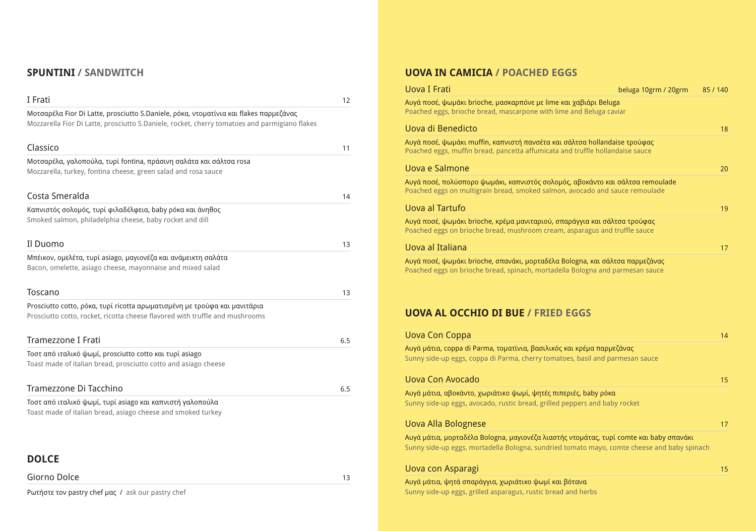## SPUNTINI / SANDWITCH

### I Frati — 12

Μοτσαρέλα Fior Di Latte, prosciutto S.Daniele, ρόκα, ντοματίνια και flakes παρμεζάνας
Mozzarella Fior Di Latte, prosciutto S.Daniele, rocket, cherry tomatoes and parmigiano flakes

### Classico — 11

Μοτσαρέλα, γαλοπούλα, τυρί fontina, πράσινη σαλάτα και σάλτσα rosa
Mozzarella, turkey, fontina cheese, green salad and rosa sauce

### Costa Smeralda — 14

Καπνιστός σολομός, τυρί φιλαδέλφεια, baby ρόκα και άνηθος
Smoked salmon, philadelphia cheese, baby rocket and dill

### Il Duomo — 13

Μπέικον, ομελέτα, τυρί asiago, μαγιονέζα και ανάμεικτη σαλάτα
Bacon, omelette, asiago cheese, mayonnaise and mixed salad

### Toscano — 13

Prosciutto cotto, ρόκα, τυρί ricotta αρωματισμένη με τρούφα και μανιτάρια
Prosciutto cotto, rocket, ricotta cheese flavored with truffle and mushrooms

### Tramezzone I Frati — 6.5

Τοστ από ιταλικό ψωμί, prosciutto cotto και τυρί asiago
Toast made of italian bread, prosciutto cotto and asiago cheese

### Tramezzone Di Tacchino — 6.5

Τοστ από ιταλικό ψωμί, τυρί asiago και καπνιστή γαλοπούλα
Toast made of italian bread, asiago cheese and smoked turkey

## DOLCE

### Giorno Dolce — 13

Ρωτήστε τον pastry chef μας / ask our pastry chef

## UOVA IN CAMICIA / POACHED EGGS

### Uova I Frati — beluga 10grm / 20grm — 85 / 140

Αυγά ποσέ, ψωμάκι brioche, μασκαρπόνε με lime και χαβιάρι Beluga
Poached eggs, brioche bread, mascarpone with lime and Beluga caviar

### Uova di Benedicto — 18

Αυγά ποσέ, ψωμάκι muffin, καπνιστή πανσέτα και σάλτσα hollandaise τρούφας
Poached eggs, muffin bread, pancetta affumicata and truffle hollandaise sauce

### Uova e Salmone — 20

Αυγά ποσέ, πολύσπορο ψωμάκι, καπνιστός σολομός, αβοκάντο και σάλτσα remoulade
Poached eggs on multigrain bread, smoked salmon, avocado and sauce remoulade

### Uova al Tartufo — 19

Αυγά ποσέ, ψωμάκι brioche, κρέμα μανιταριού, σπαράγγια και σάλτσα τρούφας
Poached eggs on brioche bread, mushroom cream, asparagus and truffle sauce

### Uova al Italiana — 17

Αυγά ποσέ, ψωμάκι brioche, σπανάκι, μορταδέλα Bologna, και σάλτσα παρμεζάνας
Poached eggs on brioche bread, spinach, mortadella Bologna and parmesan sauce

## UOVA AL OCCHIO DI BUE / FRIED EGGS

### Uova Con Coppa — 14

Αυγά μάτια, coppa di Parma, τοματίνια, βασιλικός και κρέμα παρμεζάνας
Sunny side-up eggs, coppa di Parma, cherry tomatoes, basil and parmesan sauce

### Uova Con Avocado — 15

Αυγά μάτια, αβοκάντο, χωριάτικο ψωμί, ψητές πιπεριές, baby ρόκα
Sunny side-up eggs, avocado, rustic bread, grilled peppers and baby rocket

### Uova Alla Bolognese — 17

Αυγά μάτια, μορταδέλα Bologna, μαγιονέζα λιαστής ντομάτας, τυρί comte και baby σπανάκι
Sunny side-up eggs, mortadella Bologna, sundried tomato mayo, comte cheese and baby spinach

### Uova con Asparagi — 15

Αυγά μάτια, ψητά σπαράγγια, χωριάτικο ψωμί και βότανα
Sunny side-up eggs, grilled asparagus, rustic bread and herbs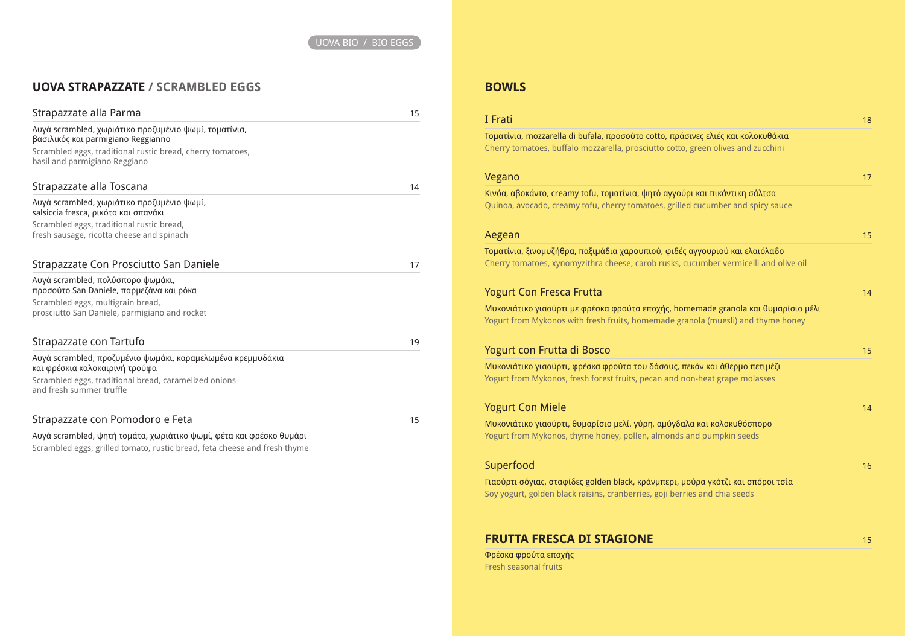UOVA BIO / BIO EGGS

## UOVA STRAPAZZATE / SCRAMBLED EGGS

### Strapazzate alla Parma — 15

Αυγά scrambled, χωριάτικο προζυμένιο ψωμί, τοματίνια, βασιλικός και parmigiano Reggianno

Scrambled eggs, traditional rustic bread, cherry tomatoes, basil and parmigiano Reggiano

### Strapazzate alla Toscana — 14

Αυγά scrambled, χωριάτικο προζυμένιο ψωμί, salsiccia fresca, ρικότα και σπανάκι

Scrambled eggs, traditional rustic bread, fresh sausage, ricotta cheese and spinach

### Strapazzate Con Prosciutto San Daniele — 17

Αυγά scrambled, πολύσπορο ψωμάκι, προσούτο San Daniele, παρμεζάνα και ρόκα

Scrambled eggs, multigrain bread, prosciutto San Daniele, parmigiano and rocket

### Strapazzate con Tartufo — 19

Αυγά scrambled, προζυμένιο ψωμάκι, καραμελωμένα κρεμμυδάκια και φρέσκια καλοκαιρινή τρούφα

Scrambled eggs, traditional bread, caramelized onions and fresh summer truffle

### Strapazzate con Pomodoro e Feta — 15

Αυγά scrambled, ψητή τομάτα, χωριάτικο ψωμί, φέτα και φρέσκο θυμάρι

Scrambled eggs, grilled tomato, rustic bread, feta cheese and fresh thyme

## BOWLS

### I Frati — 18

Τοματίνια, mozzarella di bufala, προσούτο cotto, πράσινες ελιές και κολοκυθάκια

Cherry tomatoes, buffalo mozzarella, prosciutto cotto, green olives and zucchini

### Vegano — 17

Κινόα, αβοκάντο, creamy tofu, τοματίνια, ψητό αγγούρι και πικάντικη σάλτσα

Quinoa, avocado, creamy tofu, cherry tomatoes, grilled cucumber and spicy sauce

### Aegean — 15

Τοματίνια, ξινομυζήθρα, παξιμάδια χαρουπιού, φιδές αγγουριού και ελαιόλαδο

Cherry tomatoes, xynomyzithra cheese, carob rusks, cucumber vermicelli and olive oil

### Yogurt Con Fresca Frutta — 14

Μυκονιάτικο γιαούρτι με φρέσκα φρούτα εποχής, homemade granola και θυμαρίσιο μέλι

Yogurt from Mykonos with fresh fruits, homemade granola (muesli) and thyme honey

### Yogurt con Frutta di Bosco — 15

Μυκονιάτικο γιαούρτι, φρέσκα φρούτα του δάσους, πεκάν και άθερμο πετιμέζι

Yogurt from Mykonos, fresh forest fruits, pecan and non-heat grape molasses

### Yogurt Con Miele — 14

Μυκονιάτικο γιαούρτι, θυμαρίσιο μελί, γύρη, αμύγδαλα και κολοκυθόσπορο

Yogurt from Mykonos, thyme honey, pollen, almonds and pumpkin seeds

### Superfood — 16

Γιαούρτι σόγιας, σταφίδες golden black, κράνμπερι, μούρα γκότζι και σπόροι τσία

Soy yogurt, golden black raisins, cranberries, goji berries and chia seeds

## FRUTTA FRESCA DI STAGIONE — 15

Φρέσκα φρούτα εποχής

Fresh seasonal fruits